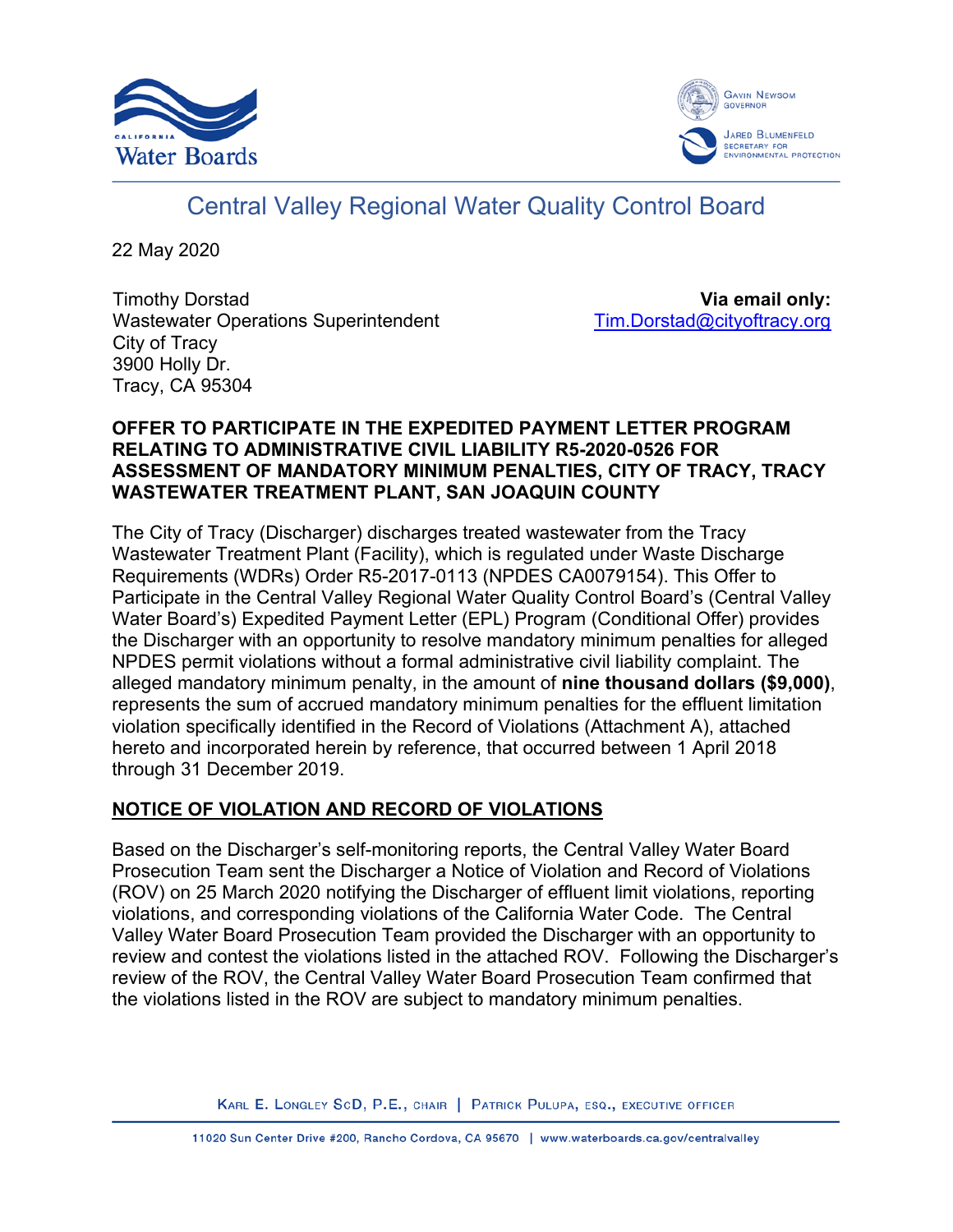# Central Valley Regional Water Quality Control Board

22 May 2020

Timothy Dorstad
Wastewater Operations Superintendent
City of Tracy
3900 Holly Dr.
Tracy, CA 95304

**Via email only:**
Tim.Dorstad@cityoftracy.org

**OFFER TO PARTICIPATE IN THE EXPEDITED PAYMENT LETTER PROGRAM RELATING TO ADMINISTRATIVE CIVIL LIABILITY R5-2020-0526 FOR ASSESSMENT OF MANDATORY MINIMUM PENALTIES, CITY OF TRACY, TRACY WASTEWATER TREATMENT PLANT, SAN JOAQUIN COUNTY**

The City of Tracy (Discharger) discharges treated wastewater from the Tracy Wastewater Treatment Plant (Facility), which is regulated under Waste Discharge Requirements (WDRs) Order R5-2017-0113 (NPDES CA0079154). This Offer to Participate in the Central Valley Regional Water Quality Control Board's (Central Valley Water Board's) Expedited Payment Letter (EPL) Program (Conditional Offer) provides the Discharger with an opportunity to resolve mandatory minimum penalties for alleged NPDES permit violations without a formal administrative civil liability complaint. The alleged mandatory minimum penalty, in the amount of **nine thousand dollars ($9,000)**, represents the sum of accrued mandatory minimum penalties for the effluent limitation violation specifically identified in the Record of Violations (Attachment A), attached hereto and incorporated herein by reference, that occurred between 1 April 2018 through 31 December 2019.

## NOTICE OF VIOLATION AND RECORD OF VIOLATIONS

Based on the Discharger's self-monitoring reports, the Central Valley Water Board Prosecution Team sent the Discharger a Notice of Violation and Record of Violations (ROV) on 25 March 2020 notifying the Discharger of effluent limit violations, reporting violations, and corresponding violations of the California Water Code. The Central Valley Water Board Prosecution Team provided the Discharger with an opportunity to review and contest the violations listed in the attached ROV. Following the Discharger's review of the ROV, the Central Valley Water Board Prosecution Team confirmed that the violations listed in the ROV are subject to mandatory minimum penalties.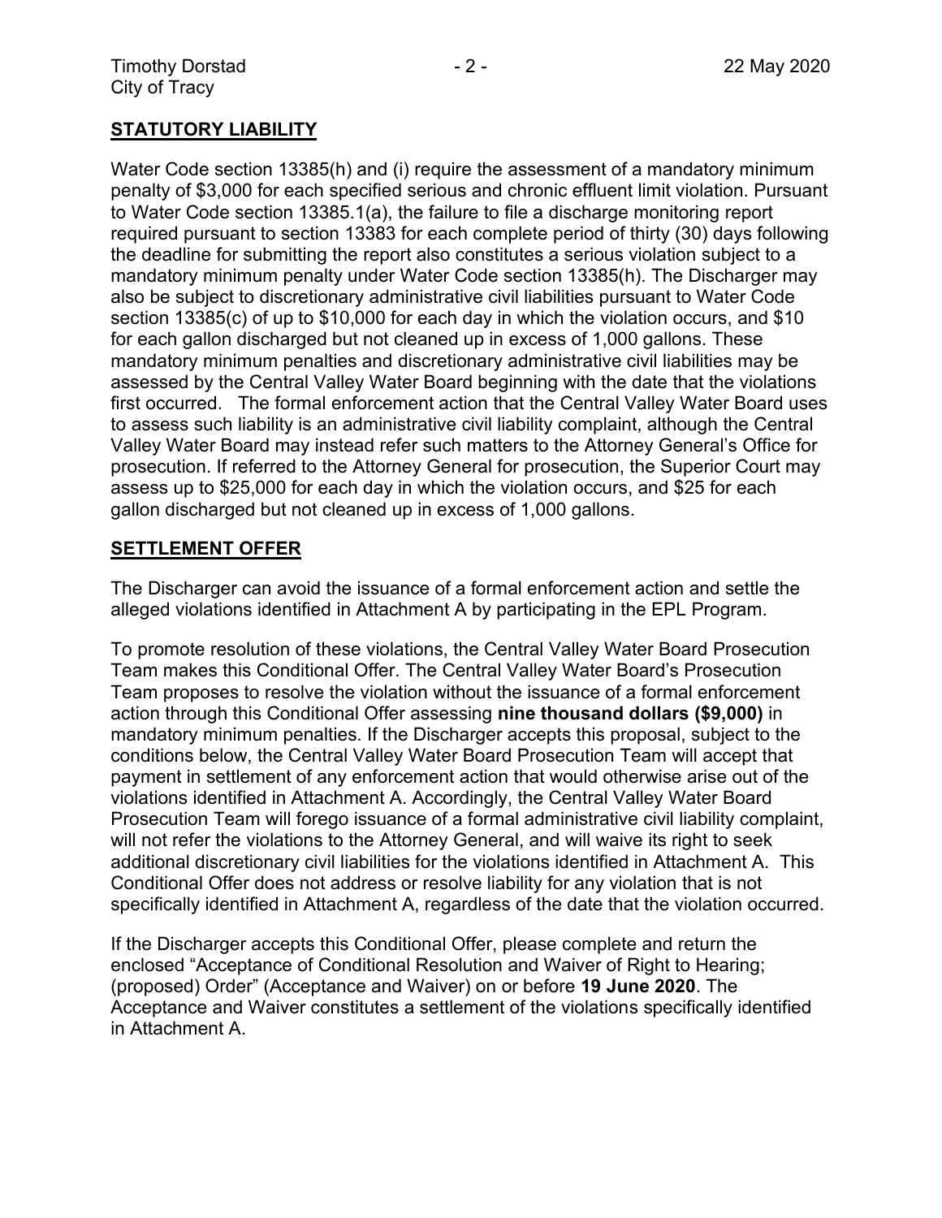## STATUTORY LIABILITY

Water Code section 13385(h) and (i) require the assessment of a mandatory minimum penalty of $3,000 for each specified serious and chronic effluent limit violation. Pursuant to Water Code section 13385.1(a), the failure to file a discharge monitoring report required pursuant to section 13383 for each complete period of thirty (30) days following the deadline for submitting the report also constitutes a serious violation subject to a mandatory minimum penalty under Water Code section 13385(h). The Discharger may also be subject to discretionary administrative civil liabilities pursuant to Water Code section 13385(c) of up to $10,000 for each day in which the violation occurs, and $10 for each gallon discharged but not cleaned up in excess of 1,000 gallons. These mandatory minimum penalties and discretionary administrative civil liabilities may be assessed by the Central Valley Water Board beginning with the date that the violations first occurred. The formal enforcement action that the Central Valley Water Board uses to assess such liability is an administrative civil liability complaint, although the Central Valley Water Board may instead refer such matters to the Attorney General's Office for prosecution. If referred to the Attorney General for prosecution, the Superior Court may assess up to $25,000 for each day in which the violation occurs, and $25 for each gallon discharged but not cleaned up in excess of 1,000 gallons.

## SETTLEMENT OFFER

The Discharger can avoid the issuance of a formal enforcement action and settle the alleged violations identified in Attachment A by participating in the EPL Program.

To promote resolution of these violations, the Central Valley Water Board Prosecution Team makes this Conditional Offer. The Central Valley Water Board's Prosecution Team proposes to resolve the violation without the issuance of a formal enforcement action through this Conditional Offer assessing **nine thousand dollars ($9,000)** in mandatory minimum penalties. If the Discharger accepts this proposal, subject to the conditions below, the Central Valley Water Board Prosecution Team will accept that payment in settlement of any enforcement action that would otherwise arise out of the violations identified in Attachment A. Accordingly, the Central Valley Water Board Prosecution Team will forego issuance of a formal administrative civil liability complaint, will not refer the violations to the Attorney General, and will waive its right to seek additional discretionary civil liabilities for the violations identified in Attachment A. This Conditional Offer does not address or resolve liability for any violation that is not specifically identified in Attachment A, regardless of the date that the violation occurred.

If the Discharger accepts this Conditional Offer, please complete and return the enclosed "Acceptance of Conditional Resolution and Waiver of Right to Hearing; (proposed) Order" (Acceptance and Waiver) on or before **19 June 2020**. The Acceptance and Waiver constitutes a settlement of the violations specifically identified in Attachment A.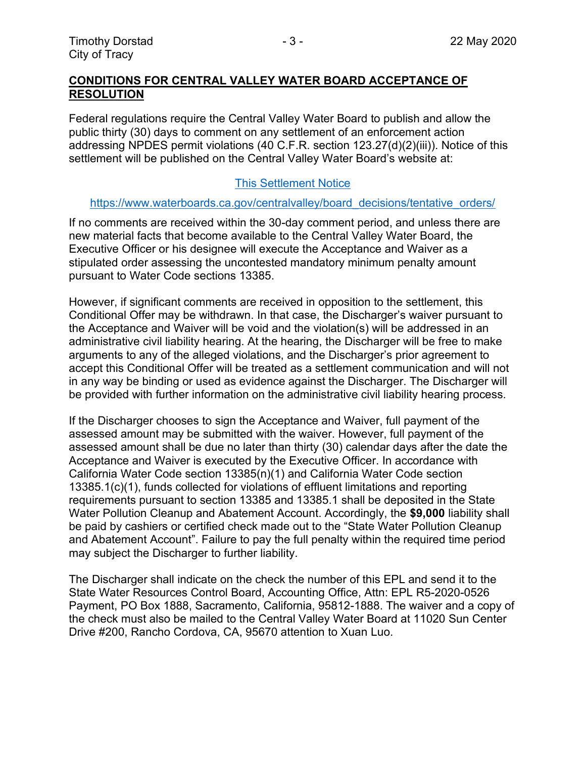## CONDITIONS FOR CENTRAL VALLEY WATER BOARD ACCEPTANCE OF RESOLUTION

Federal regulations require the Central Valley Water Board to publish and allow the public thirty (30) days to comment on any settlement of an enforcement action addressing NPDES permit violations (40 C.F.R. section 123.27(d)(2)(iii)). Notice of this settlement will be published on the Central Valley Water Board's website at:

[This Settlement Notice](https://www.waterboards.ca.gov/centralvalley/board_decisions/tentative_orders/)

https://www.waterboards.ca.gov/centralvalley/board_decisions/tentative_orders/

If no comments are received within the 30-day comment period, and unless there are new material facts that become available to the Central Valley Water Board, the Executive Officer or his designee will execute the Acceptance and Waiver as a stipulated order assessing the uncontested mandatory minimum penalty amount pursuant to Water Code sections 13385.

However, if significant comments are received in opposition to the settlement, this Conditional Offer may be withdrawn. In that case, the Discharger's waiver pursuant to the Acceptance and Waiver will be void and the violation(s) will be addressed in an administrative civil liability hearing. At the hearing, the Discharger will be free to make arguments to any of the alleged violations, and the Discharger's prior agreement to accept this Conditional Offer will be treated as a settlement communication and will not in any way be binding or used as evidence against the Discharger. The Discharger will be provided with further information on the administrative civil liability hearing process.

If the Discharger chooses to sign the Acceptance and Waiver, full payment of the assessed amount may be submitted with the waiver. However, full payment of the assessed amount shall be due no later than thirty (30) calendar days after the date the Acceptance and Waiver is executed by the Executive Officer. In accordance with California Water Code section 13385(n)(1) and California Water Code section 13385.1(c)(1), funds collected for violations of effluent limitations and reporting requirements pursuant to section 13385 and 13385.1 shall be deposited in the State Water Pollution Cleanup and Abatement Account. Accordingly, the **$9,000** liability shall be paid by cashiers or certified check made out to the "State Water Pollution Cleanup and Abatement Account". Failure to pay the full penalty within the required time period may subject the Discharger to further liability.

The Discharger shall indicate on the check the number of this EPL and send it to the State Water Resources Control Board, Accounting Office, Attn: EPL R5-2020-0526 Payment, PO Box 1888, Sacramento, California, 95812-1888. The waiver and a copy of the check must also be mailed to the Central Valley Water Board at 11020 Sun Center Drive #200, Rancho Cordova, CA, 95670 attention to Xuan Luo.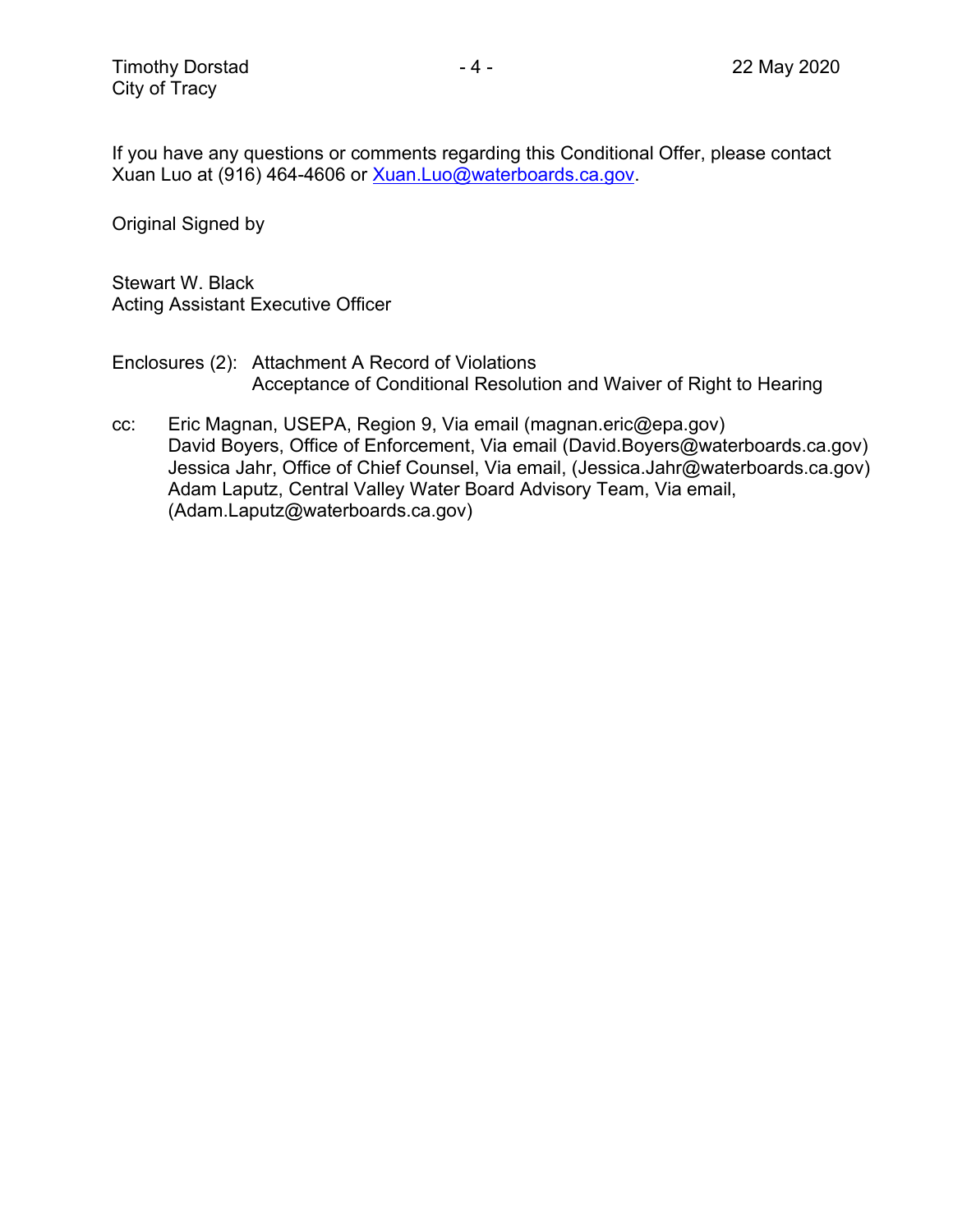If you have any questions or comments regarding this Conditional Offer, please contact Xuan Luo at (916) 464-4606 or Xuan.Luo@waterboards.ca.gov.

Original Signed by

Stewart W. Black
Acting Assistant Executive Officer

Enclosures (2): Attachment A Record of Violations
Acceptance of Conditional Resolution and Waiver of Right to Hearing

cc: Eric Magnan, USEPA, Region 9, Via email (magnan.eric@epa.gov)
David Boyers, Office of Enforcement, Via email (David.Boyers@waterboards.ca.gov)
Jessica Jahr, Office of Chief Counsel, Via email, (Jessica.Jahr@waterboards.ca.gov)
Adam Laputz, Central Valley Water Board Advisory Team, Via email, (Adam.Laputz@waterboards.ca.gov)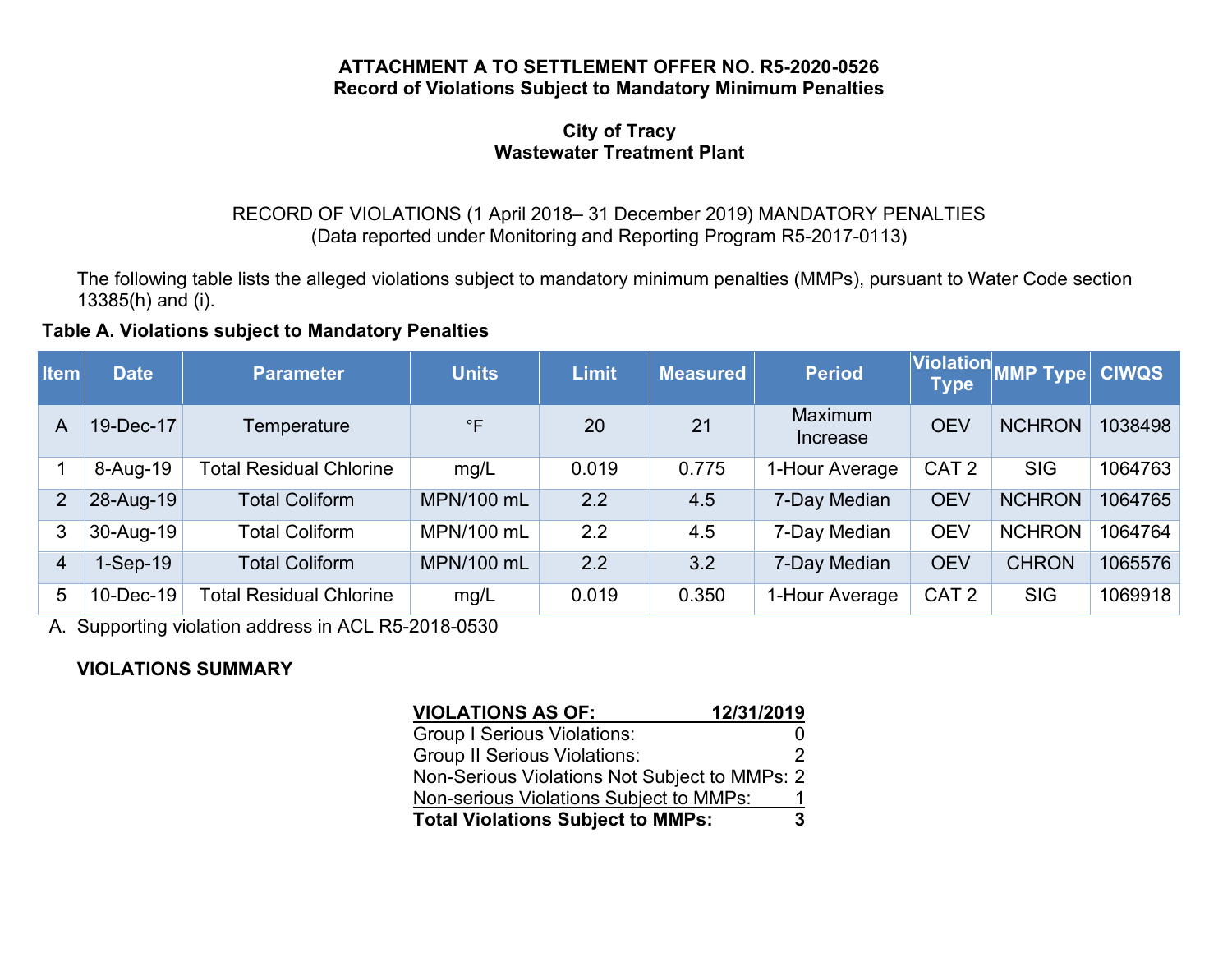**ATTACHMENT A TO SETTLEMENT OFFER NO. R5-2020-0526**
**Record of Violations Subject to Mandatory Minimum Penalties**

**City of Tracy**
**Wastewater Treatment Plant**

RECORD OF VIOLATIONS (1 April 2018– 31 December 2019) MANDATORY PENALTIES
(Data reported under Monitoring and Reporting Program R5-2017-0113)

The following table lists the alleged violations subject to mandatory minimum penalties (MMPs), pursuant to Water Code section 13385(h) and (i).

**Table A. Violations subject to Mandatory Penalties**

| Item | Date | Parameter | Units | Limit | Measured | Period | Violation Type | MMP Type | CIWQS |
|---|---|---|---|---|---|---|---|---|---|
| A | 19-Dec-17 | Temperature | °F | 20 | 21 | Maximum Increase | OEV | NCHRON | 1038498 |
| 1 | 8-Aug-19 | Total Residual Chlorine | mg/L | 0.019 | 0.775 | 1-Hour Average | CAT 2 | SIG | 1064763 |
| 2 | 28-Aug-19 | Total Coliform | MPN/100 mL | 2.2 | 4.5 | 7-Day Median | OEV | NCHRON | 1064765 |
| 3 | 30-Aug-19 | Total Coliform | MPN/100 mL | 2.2 | 4.5 | 7-Day Median | OEV | NCHRON | 1064764 |
| 4 | 1-Sep-19 | Total Coliform | MPN/100 mL | 2.2 | 3.2 | 7-Day Median | OEV | CHRON | 1065576 |
| 5 | 10-Dec-19 | Total Residual Chlorine | mg/L | 0.019 | 0.350 | 1-Hour Average | CAT 2 | SIG | 1069918 |

A. Supporting violation address in ACL R5-2018-0530

**VIOLATIONS SUMMARY**

| **VIOLATIONS AS OF:** | **12/31/2019** |
|---|---|
| Group I Serious Violations: | 0 |
| Group II Serious Violations: | 2 |
| Non-Serious Violations Not Subject to MMPs: | 2 |
| Non-serious Violations Subject to MMPs: | 1 |
| **Total Violations Subject to MMPs:** | **3** |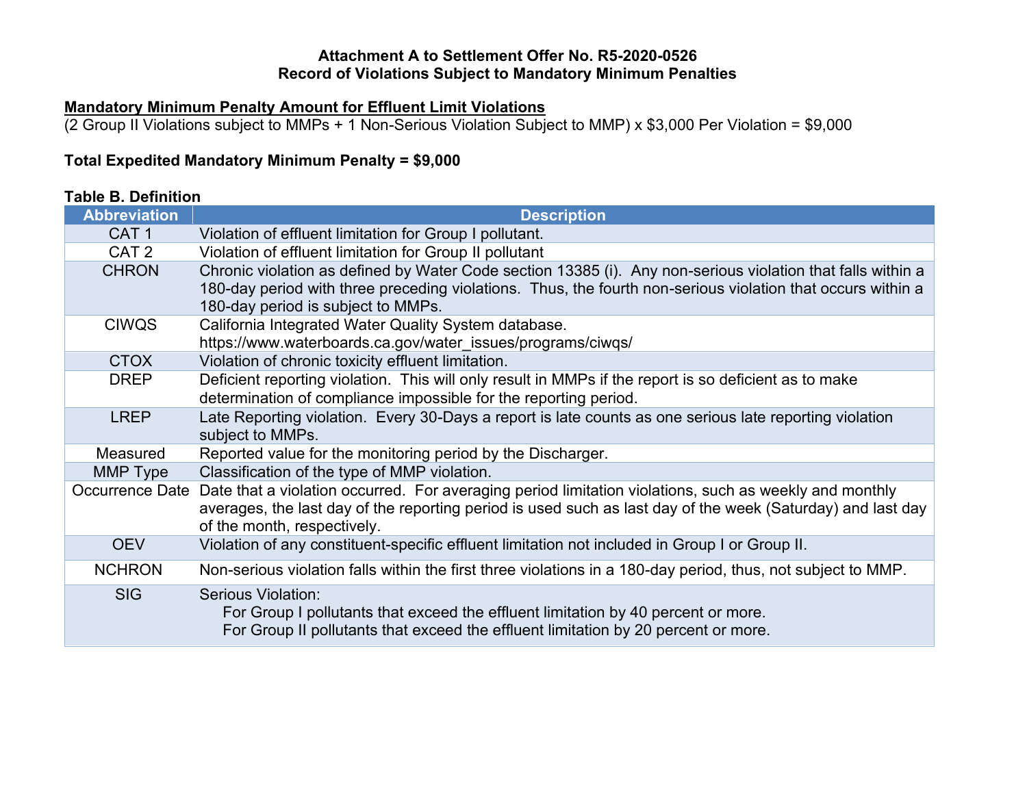**Attachment A to Settlement Offer No. R5-2020-0526**
**Record of Violations Subject to Mandatory Minimum Penalties**

**Mandatory Minimum Penalty Amount for Effluent Limit Violations**

(2 Group II Violations subject to MMPs + 1 Non-Serious Violation Subject to MMP) x $3,000 Per Violation = $9,000

**Total Expedited Mandatory Minimum Penalty = $9,000**

**Table B. Definition**

| Abbreviation | Description |
|---|---|
| CAT 1 | Violation of effluent limitation for Group I pollutant. |
| CAT 2 | Violation of effluent limitation for Group II pollutant |
| CHRON | Chronic violation as defined by Water Code section 13385 (i). Any non-serious violation that falls within a 180-day period with three preceding violations. Thus, the fourth non-serious violation that occurs within a 180-day period is subject to MMPs. |
| CIWQS | California Integrated Water Quality System database. https://www.waterboards.ca.gov/water_issues/programs/ciwqs/ |
| CTOX | Violation of chronic toxicity effluent limitation. |
| DREP | Deficient reporting violation. This will only result in MMPs if the report is so deficient as to make determination of compliance impossible for the reporting period. |
| LREP | Late Reporting violation. Every 30-Days a report is late counts as one serious late reporting violation subject to MMPs. |
| Measured | Reported value for the monitoring period by the Discharger. |
| MMP Type | Classification of the type of MMP violation. |
| Occurrence Date | Date that a violation occurred. For averaging period limitation violations, such as weekly and monthly averages, the last day of the reporting period is used such as last day of the week (Saturday) and last day of the month, respectively. |
| OEV | Violation of any constituent-specific effluent limitation not included in Group I or Group II. |
| NCHRON | Non-serious violation falls within the first three violations in a 180-day period, thus, not subject to MMP. |
| SIG | Serious Violation: For Group I pollutants that exceed the effluent limitation by 40 percent or more. For Group II pollutants that exceed the effluent limitation by 20 percent or more. |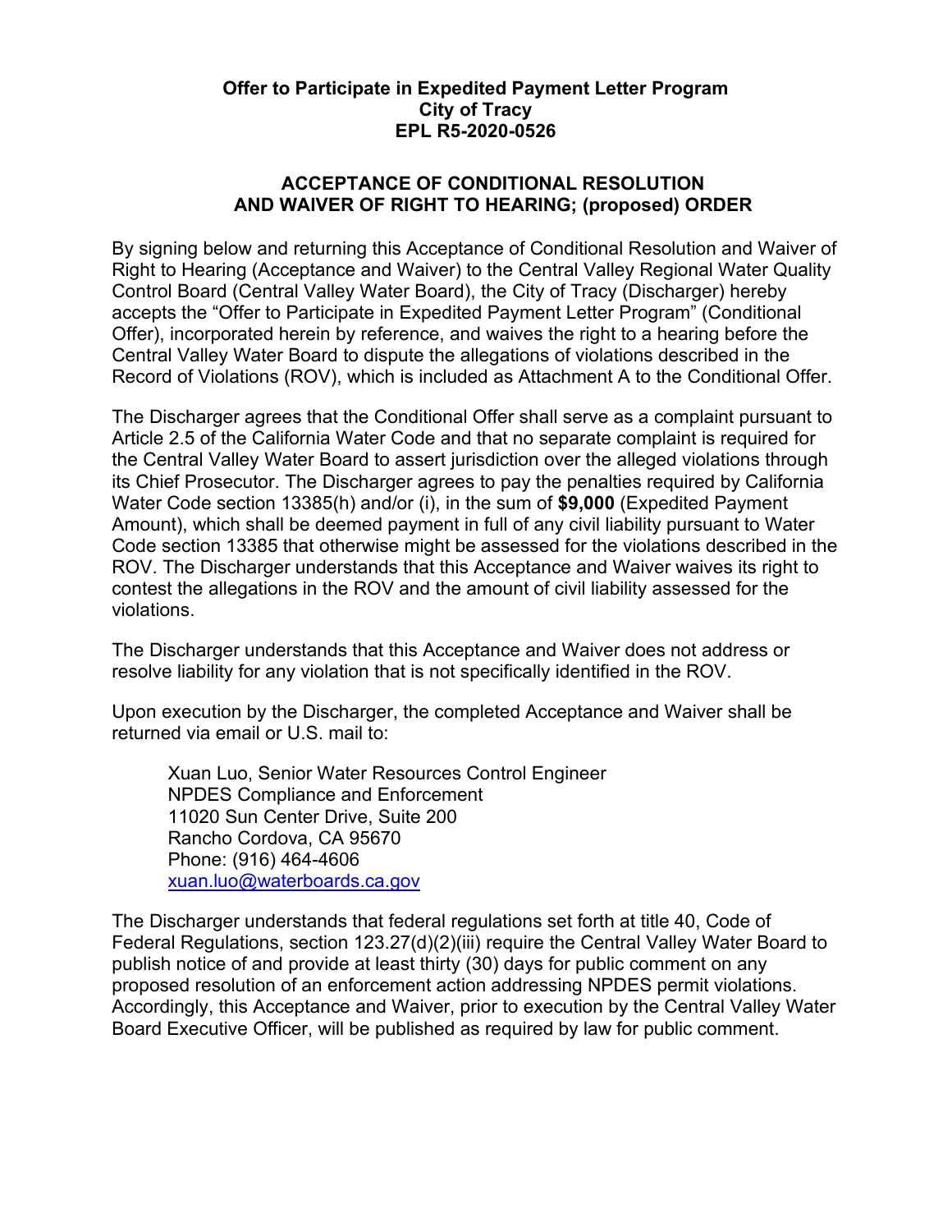**Offer to Participate in Expedited Payment Letter Program**
**City of Tracy**
**EPL R5-2020-0526**

## ACCEPTANCE OF CONDITIONAL RESOLUTION AND WAIVER OF RIGHT TO HEARING; (proposed) ORDER

By signing below and returning this Acceptance of Conditional Resolution and Waiver of Right to Hearing (Acceptance and Waiver) to the Central Valley Regional Water Quality Control Board (Central Valley Water Board), the City of Tracy (Discharger) hereby accepts the "Offer to Participate in Expedited Payment Letter Program" (Conditional Offer), incorporated herein by reference, and waives the right to a hearing before the Central Valley Water Board to dispute the allegations of violations described in the Record of Violations (ROV), which is included as Attachment A to the Conditional Offer.

The Discharger agrees that the Conditional Offer shall serve as a complaint pursuant to Article 2.5 of the California Water Code and that no separate complaint is required for the Central Valley Water Board to assert jurisdiction over the alleged violations through its Chief Prosecutor. The Discharger agrees to pay the penalties required by California Water Code section 13385(h) and/or (i), in the sum of **$9,000** (Expedited Payment Amount), which shall be deemed payment in full of any civil liability pursuant to Water Code section 13385 that otherwise might be assessed for the violations described in the ROV. The Discharger understands that this Acceptance and Waiver waives its right to contest the allegations in the ROV and the amount of civil liability assessed for the violations.

The Discharger understands that this Acceptance and Waiver does not address or resolve liability for any violation that is not specifically identified in the ROV.

Upon execution by the Discharger, the completed Acceptance and Waiver shall be returned via email or U.S. mail to:

Xuan Luo, Senior Water Resources Control Engineer
NPDES Compliance and Enforcement
11020 Sun Center Drive, Suite 200
Rancho Cordova, CA 95670
Phone: (916) 464-4606
xuan.luo@waterboards.ca.gov

The Discharger understands that federal regulations set forth at title 40, Code of Federal Regulations, section 123.27(d)(2)(iii) require the Central Valley Water Board to publish notice of and provide at least thirty (30) days for public comment on any proposed resolution of an enforcement action addressing NPDES permit violations. Accordingly, this Acceptance and Waiver, prior to execution by the Central Valley Water Board Executive Officer, will be published as required by law for public comment.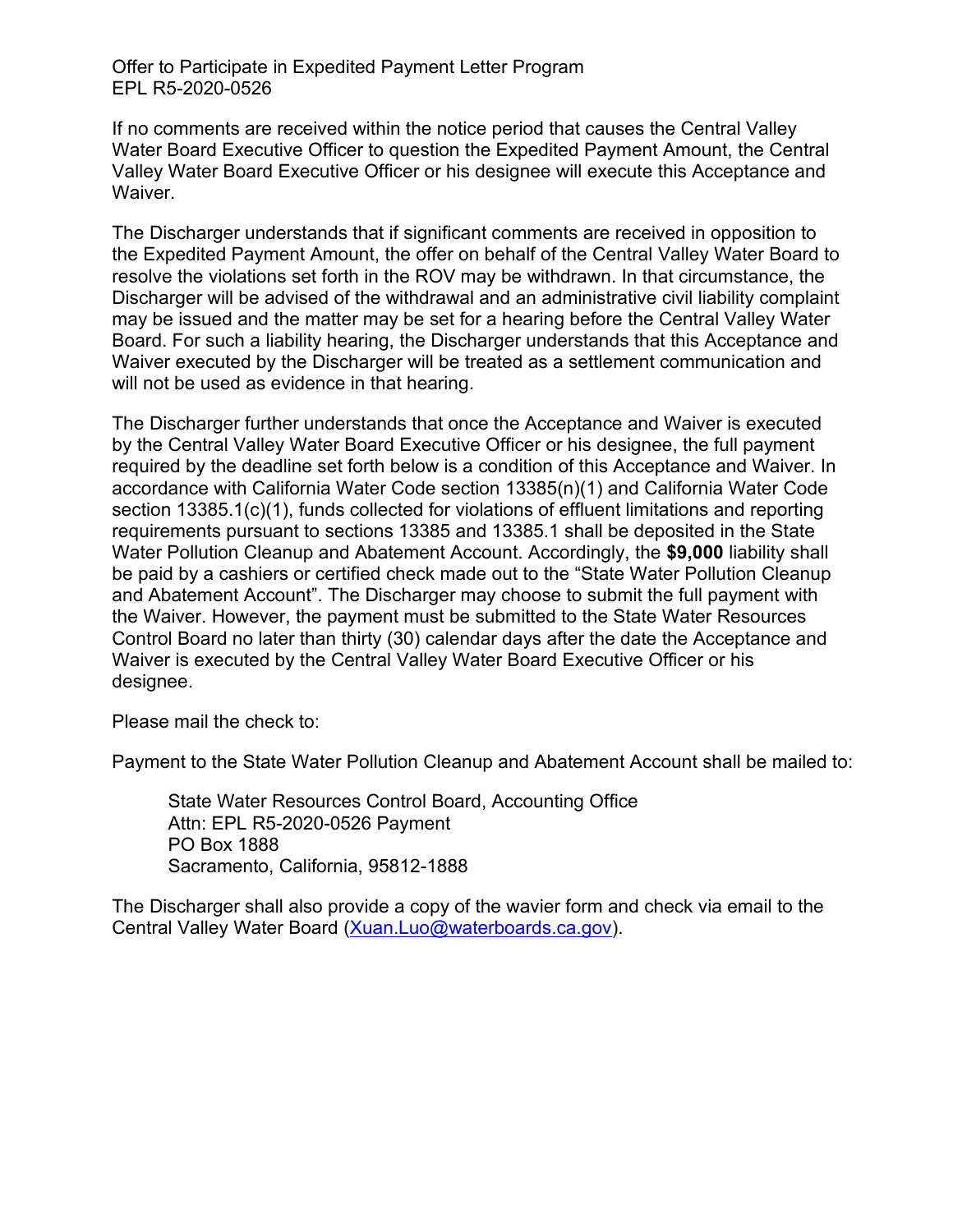If no comments are received within the notice period that causes the Central Valley Water Board Executive Officer to question the Expedited Payment Amount, the Central Valley Water Board Executive Officer or his designee will execute this Acceptance and Waiver.

The Discharger understands that if significant comments are received in opposition to the Expedited Payment Amount, the offer on behalf of the Central Valley Water Board to resolve the violations set forth in the ROV may be withdrawn. In that circumstance, the Discharger will be advised of the withdrawal and an administrative civil liability complaint may be issued and the matter may be set for a hearing before the Central Valley Water Board. For such a liability hearing, the Discharger understands that this Acceptance and Waiver executed by the Discharger will be treated as a settlement communication and will not be used as evidence in that hearing.

The Discharger further understands that once the Acceptance and Waiver is executed by the Central Valley Water Board Executive Officer or his designee, the full payment required by the deadline set forth below is a condition of this Acceptance and Waiver. In accordance with California Water Code section 13385(n)(1) and California Water Code section 13385.1(c)(1), funds collected for violations of effluent limitations and reporting requirements pursuant to sections 13385 and 13385.1 shall be deposited in the State Water Pollution Cleanup and Abatement Account. Accordingly, the **$9,000** liability shall be paid by a cashiers or certified check made out to the "State Water Pollution Cleanup and Abatement Account". The Discharger may choose to submit the full payment with the Waiver. However, the payment must be submitted to the State Water Resources Control Board no later than thirty (30) calendar days after the date the Acceptance and Waiver is executed by the Central Valley Water Board Executive Officer or his designee.

Please mail the check to:

Payment to the State Water Pollution Cleanup and Abatement Account shall be mailed to:

> State Water Resources Control Board, Accounting Office
> Attn: EPL R5-2020-0526 Payment
> PO Box 1888
> Sacramento, California, 95812-1888

The Discharger shall also provide a copy of the wavier form and check via email to the Central Valley Water Board (Xuan.Luo@waterboards.ca.gov).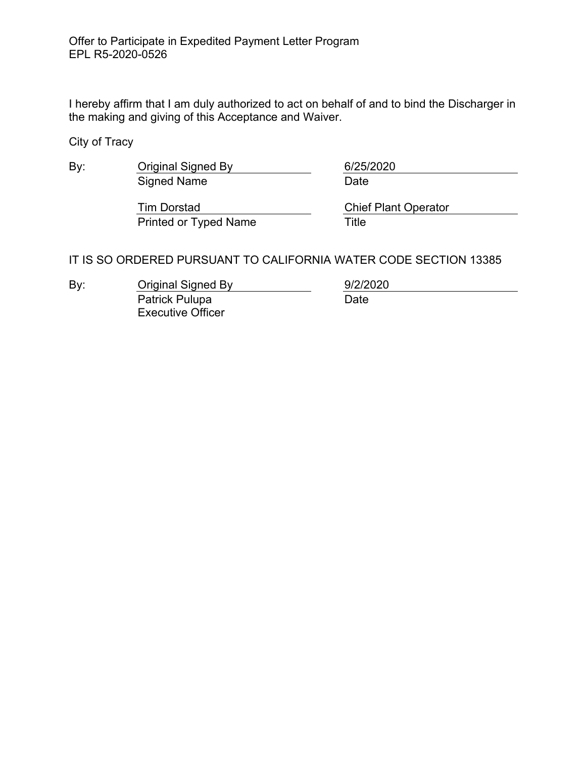I hereby affirm that I am duly authorized to act on behalf of and to bind the Discharger in the making and giving of this Acceptance and Waiver.

City of Tracy

By: Original Signed By — 6/25/2020
Signed Name — Date

Tim Dorstad — Chief Plant Operator
Printed or Typed Name — Title

IT IS SO ORDERED PURSUANT TO CALIFORNIA WATER CODE SECTION 13385

By: Original Signed By — 9/2/2020
Patrick Pulupa
Executive Officer — Date